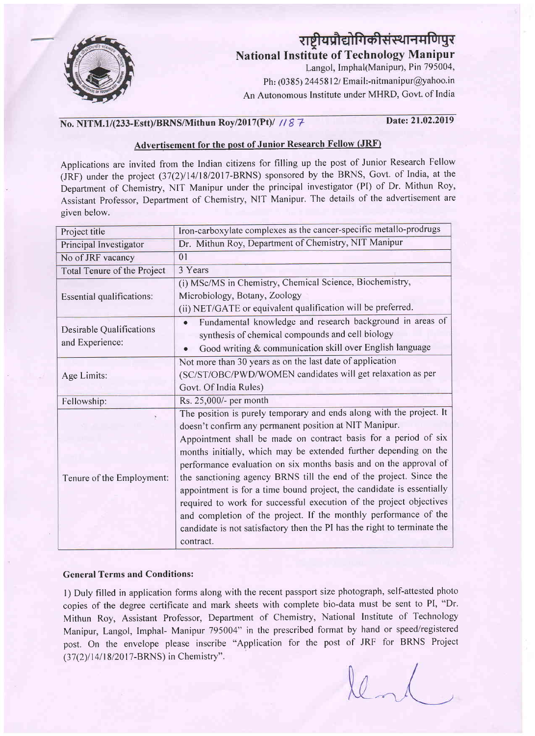# राष्ट्रीयप्रौद्योगिकीसंस्थानमणिपुर

## National Institute of Technology Manipur

Langol, Imphal(Manipur), Pin 795004,
Ph: (0385) 2445812/ Email:-nitmanipur@yahoo.in
An Autonomous Institute under MHRD, Govt. of India

**No. NITM.1/(233-Estt)/BRNS/Mithun Roy/2017(Pt)/ 1187** **Date: 21.02.2019**

### Advertisement for the post of Junior Research Fellow (JRF)

Applications are invited from the Indian citizens for filling up the post of Junior Research Fellow (JRF) under the project (37(2)/14/18/2017-BRNS) sponsored by the BRNS, Govt. of India, at the Department of Chemistry, NIT Manipur under the principal investigator (PI) of Dr. Mithun Roy, Assistant Professor, Department of Chemistry, NIT Manipur. The details of the advertisement are given below.

| Project title | Iron-carboxylate complexes as the cancer-specific metallo-prodrugs |
|---|---|
| Principal Investigator | Dr. Mithun Roy, Department of Chemistry, NIT Manipur |
| No of JRF vacancy | 01 |
| Total Tenure of the Project | 3 Years |
| Essential qualifications: | (i) MSc/MS in Chemistry, Chemical Science, Biochemistry, Microbiology, Botany, Zoology<br>(ii) NET/GATE or equivalent qualification will be preferred. |
| Desirable Qualifications and Experience: | • Fundamental knowledge and research background in areas of synthesis of chemical compounds and cell biology<br>• Good writing & communication skill over English language |
| Age Limits: | Not more than 30 years as on the last date of application (SC/ST/OBC/PWD/WOMEN candidates will get relaxation as per Govt. Of India Rules) |
| Fellowship: | Rs. 25,000/- per month |
| Tenure of the Employment: | The position is purely temporary and ends along with the project. It doesn't confirm any permanent position at NIT Manipur.<br>Appointment shall be made on contract basis for a period of six months initially, which may be extended further depending on the performance evaluation on six months basis and on the approval of the sanctioning agency BRNS till the end of the project. Since the appointment is for a time bound project, the candidate is essentially required to work for successful execution of the project objectives and completion of the project. If the monthly performance of the candidate is not satisfactory then the PI has the right to terminate the contract. |

**General Terms and Conditions:**

1) Duly filled in application forms along with the recent passport size photograph, self-attested photo copies of the degree certificate and mark sheets with complete bio-data must be sent to PI, "Dr. Mithun Roy, Assistant Professor, Department of Chemistry, National Institute of Technology Manipur, Langol, Imphal- Manipur 795004" in the prescribed format by hand or speed/registered post. On the envelope please inscribe "Application for the post of JRF for BRNS Project (37(2)/14/18/2017-BRNS) in Chemistry".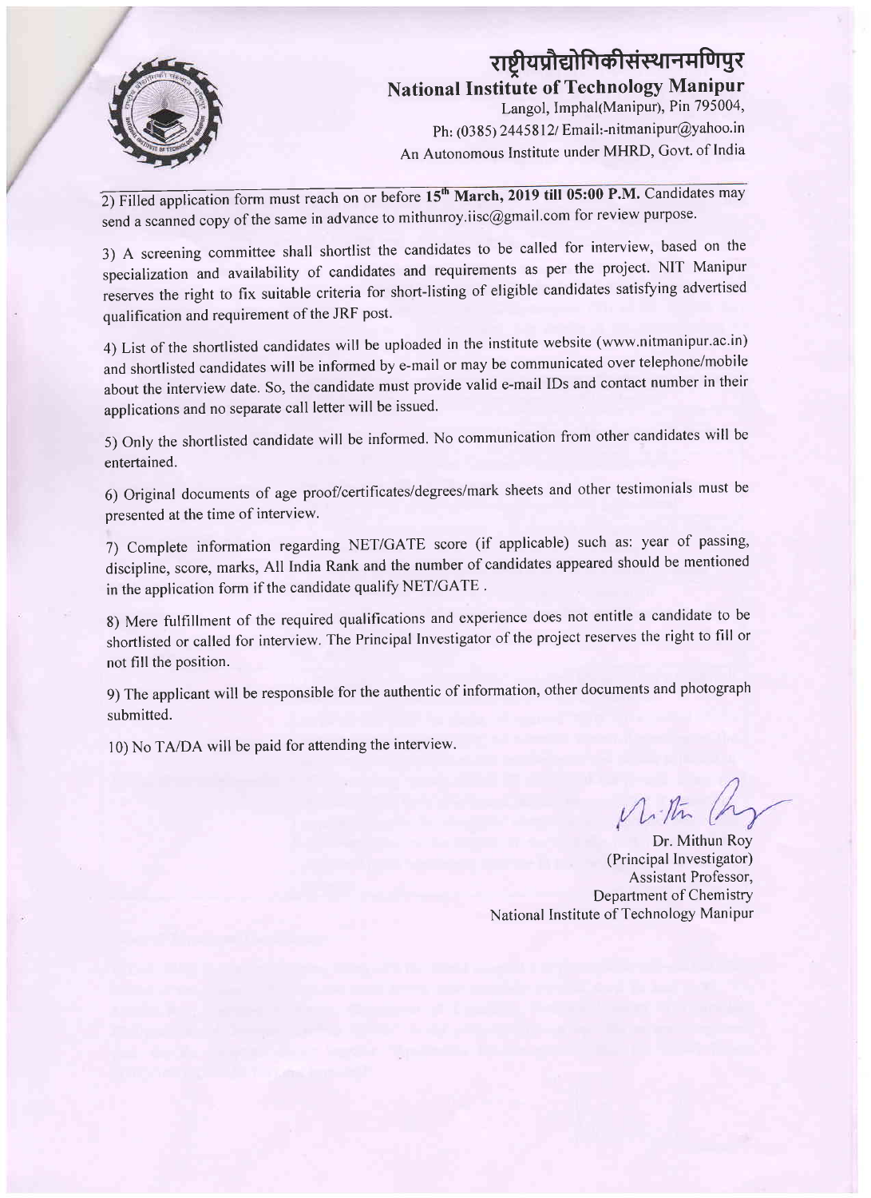# राष्ट्रीयप्रौद्योगिकीसंस्थानमणिपुर

**National Institute of Technology Manipur**

Langol, Imphal(Manipur), Pin 795004,
Ph: (0385) 2445812/ Email:-nitmanipur@yahoo.in
An Autonomous Institute under MHRD, Govt. of India

2) Filled application form must reach on or before **15th March, 2019 till 05:00 P.M.** Candidates may send a scanned copy of the same in advance to mithunroy.iisc@gmail.com for review purpose.

3) A screening committee shall shortlist the candidates to be called for interview, based on the specialization and availability of candidates and requirements as per the project. NIT Manipur reserves the right to fix suitable criteria for short-listing of eligible candidates satisfying advertised qualification and requirement of the JRF post.

4) List of the shortlisted candidates will be uploaded in the institute website (www.nitmanipur.ac.in) and shortlisted candidates will be informed by e-mail or may be communicated over telephone/mobile about the interview date. So, the candidate must provide valid e-mail IDs and contact number in their applications and no separate call letter will be issued.

5) Only the shortlisted candidate will be informed. No communication from other candidates will be entertained.

6) Original documents of age proof/certificates/degrees/mark sheets and other testimonials must be presented at the time of interview.

7) Complete information regarding NET/GATE score (if applicable) such as: year of passing, discipline, score, marks, All India Rank and the number of candidates appeared should be mentioned in the application form if the candidate qualify NET/GATE .

8) Mere fulfillment of the required qualifications and experience does not entitle a candidate to be shortlisted or called for interview. The Principal Investigator of the project reserves the right to fill or not fill the position.

9) The applicant will be responsible for the authentic of information, other documents and photograph submitted.

10) No TA/DA will be paid for attending the interview.

Dr. Mithun Roy
(Principal Investigator)
Assistant Professor,
Department of Chemistry
National Institute of Technology Manipur